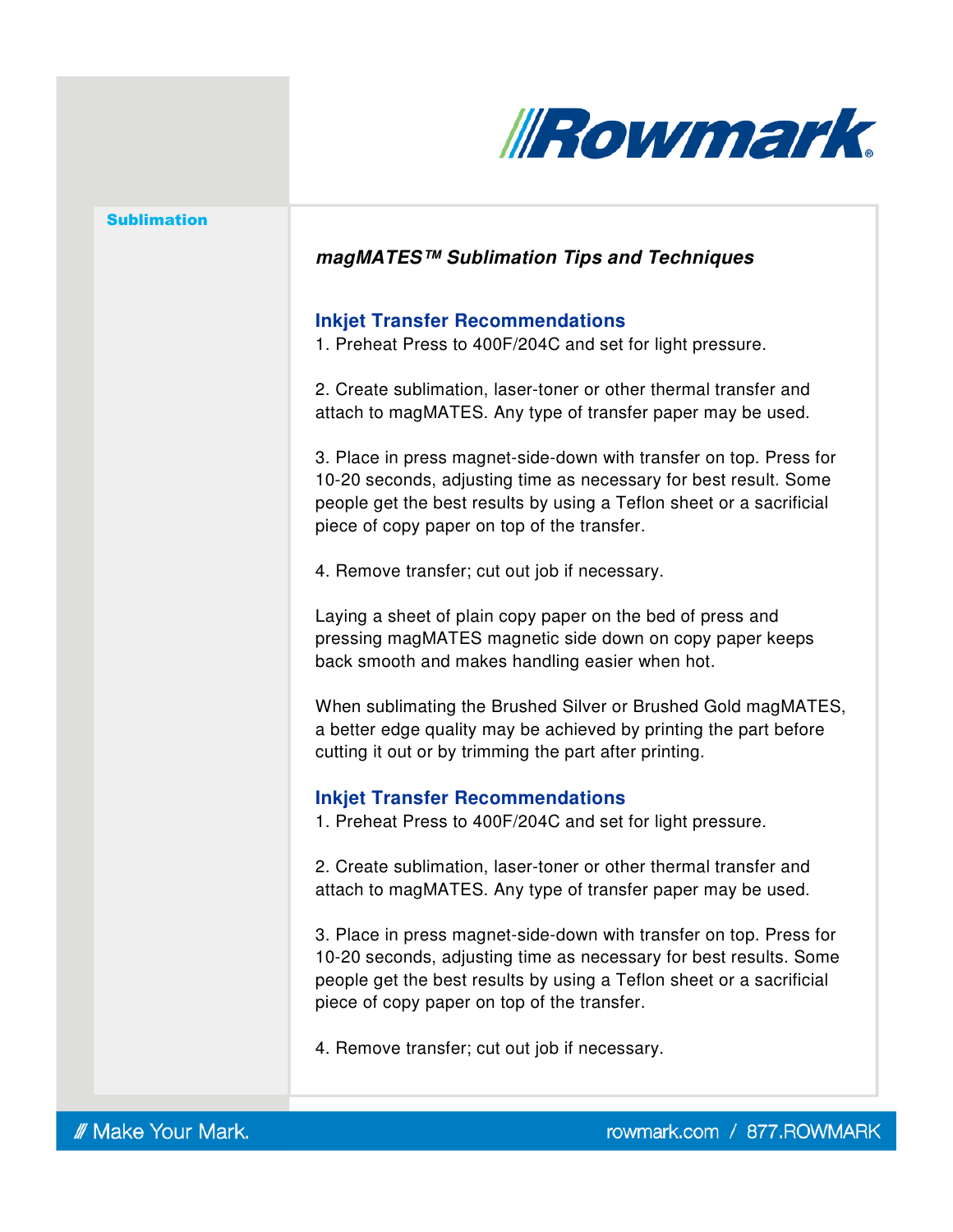Rowmark

Sublimation

***magMATES™ Sublimation Tips and Techniques***

## Inkjet Transfer Recommendations

1. Preheat Press to 400F/204C and set for light pressure.

2. Create sublimation, laser-toner or other thermal transfer and attach to magMATES. Any type of transfer paper may be used.

3. Place in press magnet-side-down with transfer on top. Press for 10-20 seconds, adjusting time as necessary for best result. Some people get the best results by using a Teflon sheet or a sacrificial piece of copy paper on top of the transfer.

4. Remove transfer; cut out job if necessary.

Laying a sheet of plain copy paper on the bed of press and pressing magMATES magnetic side down on copy paper keeps back smooth and makes handling easier when hot.

When sublimating the Brushed Silver or Brushed Gold magMATES, a better edge quality may be achieved by printing the part before cutting it out or by trimming the part after printing.

## Inkjet Transfer Recommendations

1. Preheat Press to 400F/204C and set for light pressure.

2. Create sublimation, laser-toner or other thermal transfer and attach to magMATES. Any type of transfer paper may be used.

3. Place in press magnet-side-down with transfer on top. Press for 10-20 seconds, adjusting time as necessary for best results. Some people get the best results by using a Teflon sheet or a sacrificial piece of copy paper on top of the transfer.

4. Remove transfer; cut out job if necessary.

/// Make Your Mark.

rowmark.com / 877.ROWMARK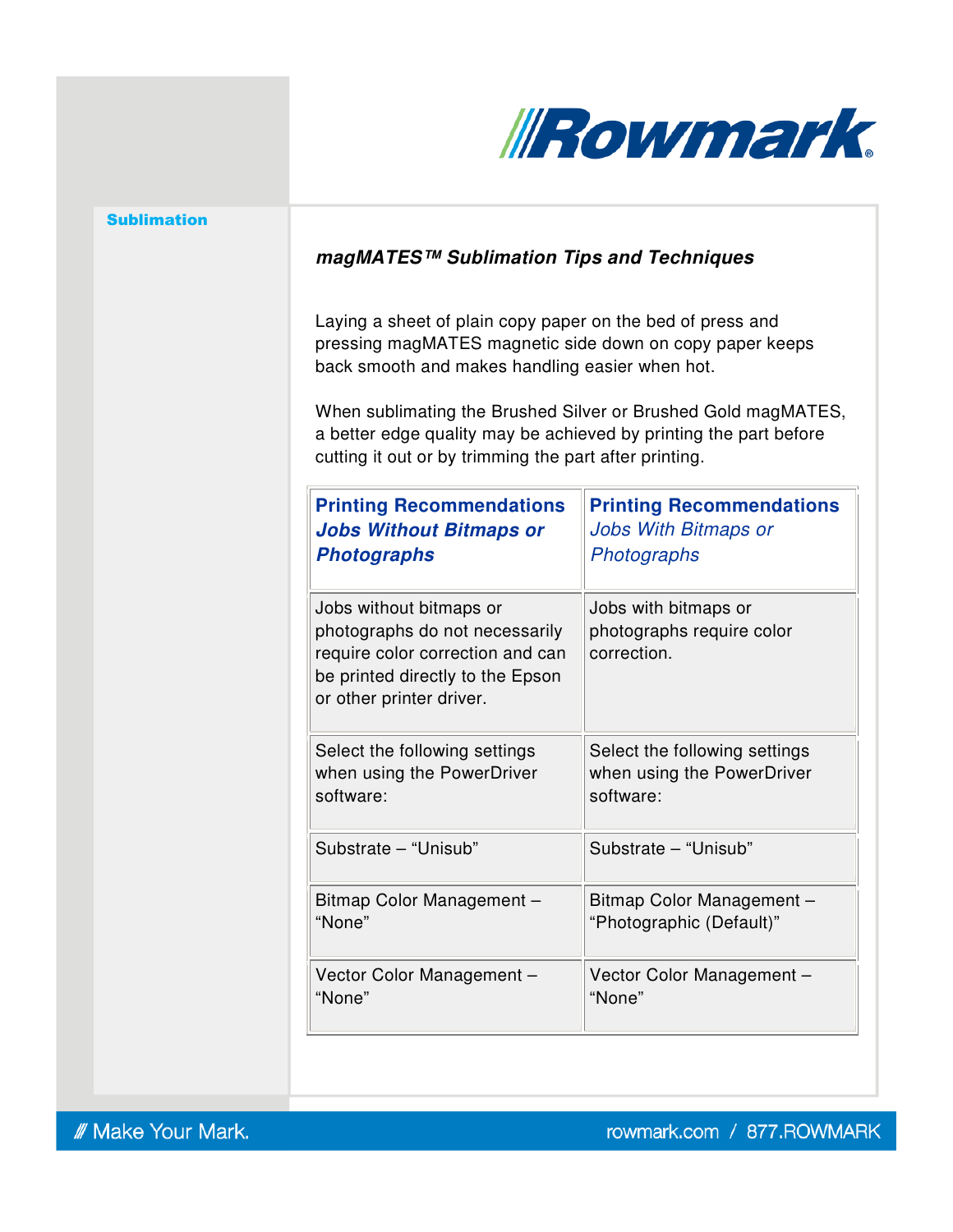Sublimation

## *magMATES™ Sublimation Tips and Techniques*

Laying a sheet of plain copy paper on the bed of press and pressing magMATES magnetic side down on copy paper keeps back smooth and makes handling easier when hot.

When sublimating the Brushed Silver or Brushed Gold magMATES, a better edge quality may be achieved by printing the part before cutting it out or by trimming the part after printing.

| **Printing Recommendations** ***Jobs Without Bitmaps or Photographs*** | **Printing Recommendations** *Jobs With Bitmaps or Photographs* |
|---|---|
| Jobs without bitmaps or photographs do not necessarily require color correction and can be printed directly to the Epson or other printer driver. | Jobs with bitmaps or photographs require color correction. |
| Select the following settings when using the PowerDriver software: | Select the following settings when using the PowerDriver software: |
| Substrate – “Unisub” | Substrate – “Unisub” |
| Bitmap Color Management – “None” | Bitmap Color Management – “Photographic (Default)” |
| Vector Color Management – “None” | Vector Color Management – “None” |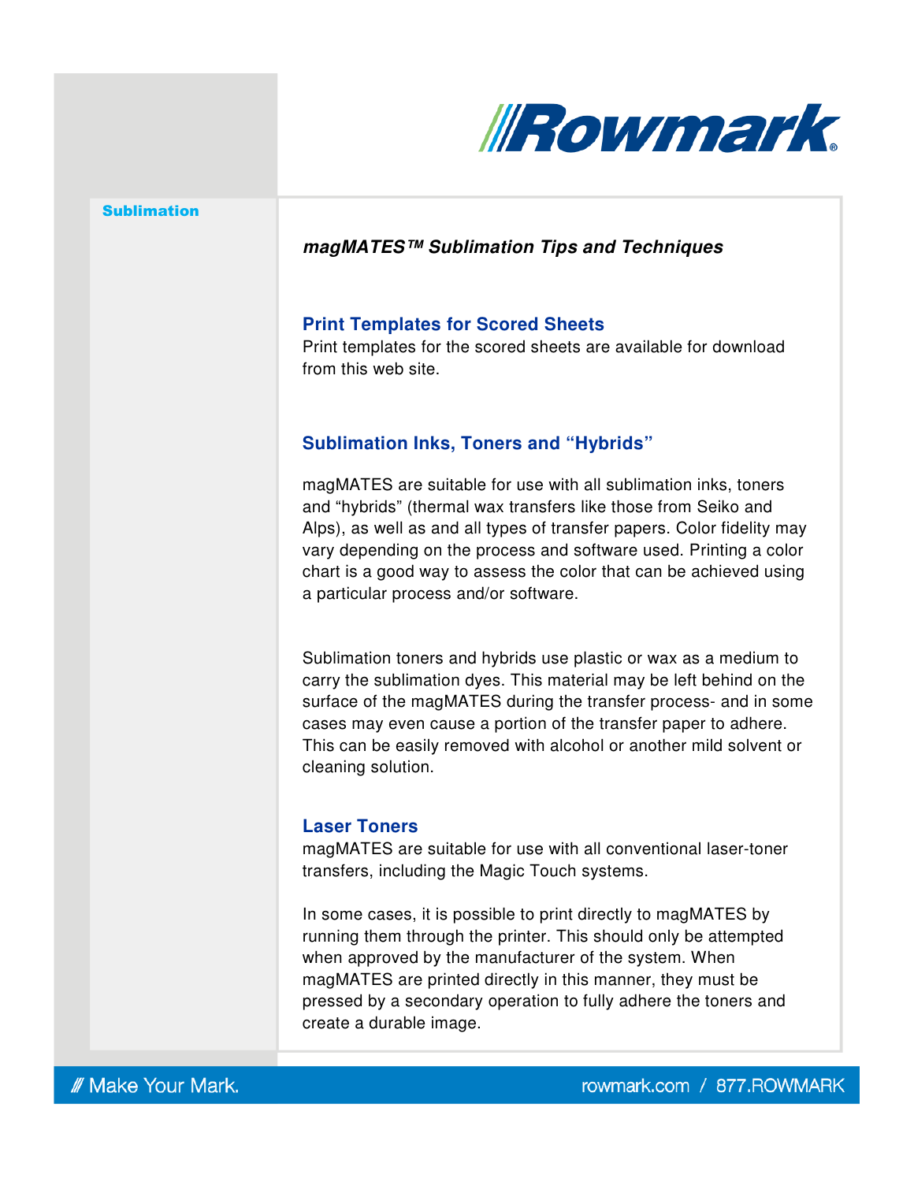Sublimation

***magMATES™ Sublimation Tips and Techniques***

## Print Templates for Scored Sheets

Print templates for the scored sheets are available for download from this web site.

## Sublimation Inks, Toners and "Hybrids"

magMATES are suitable for use with all sublimation inks, toners and "hybrids" (thermal wax transfers like those from Seiko and Alps), as well as and all types of transfer papers. Color fidelity may vary depending on the process and software used. Printing a color chart is a good way to assess the color that can be achieved using a particular process and/or software.

Sublimation toners and hybrids use plastic or wax as a medium to carry the sublimation dyes. This material may be left behind on the surface of the magMATES during the transfer process- and in some cases may even cause a portion of the transfer paper to adhere. This can be easily removed with alcohol or another mild solvent or cleaning solution.

## Laser Toners

magMATES are suitable for use with all conventional laser-toner transfers, including the Magic Touch systems.

In some cases, it is possible to print directly to magMATES by running them through the printer. This should only be attempted when approved by the manufacturer of the system. When magMATES are printed directly in this manner, they must be pressed by a secondary operation to fully adhere the toners and create a durable image.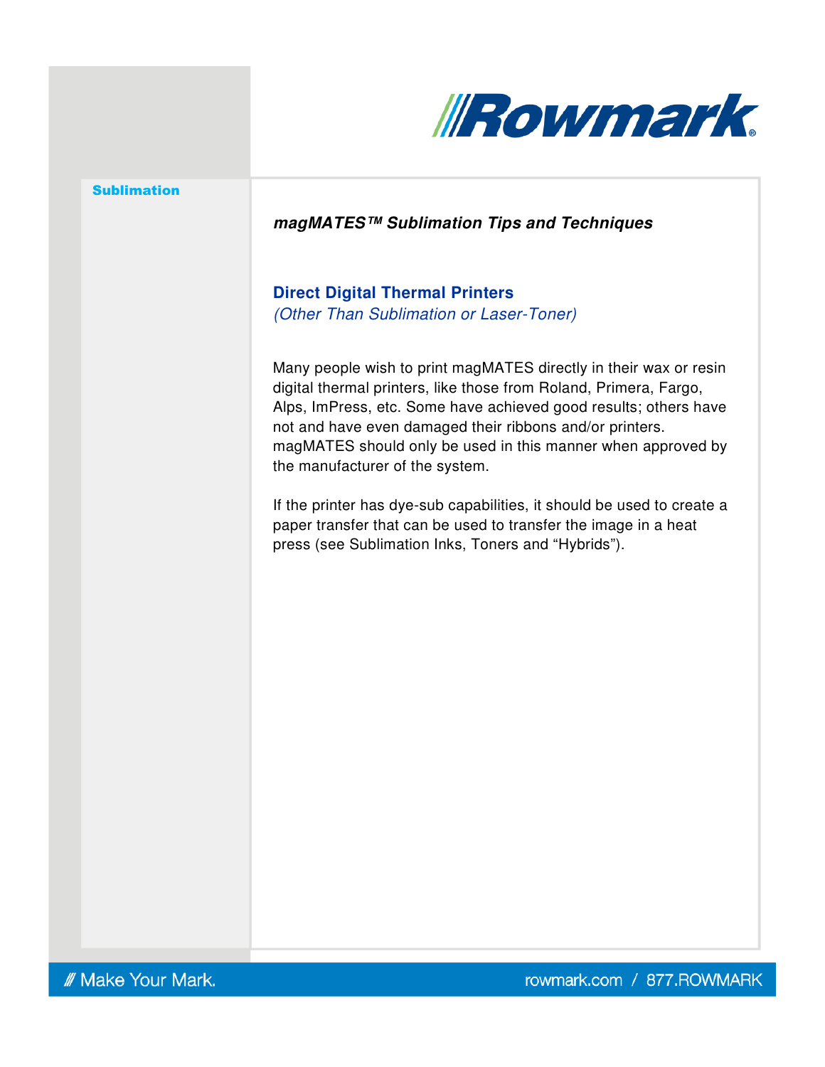Sublimation

***magMATES™ Sublimation Tips and Techniques***

## Direct Digital Thermal Printers

*(Other Than Sublimation or Laser-Toner)*

Many people wish to print magMATES directly in their wax or resin digital thermal printers, like those from Roland, Primera, Fargo, Alps, ImPress, etc. Some have achieved good results; others have not and have even damaged their ribbons and/or printers. magMATES should only be used in this manner when approved by the manufacturer of the system.

If the printer has dye-sub capabilities, it should be used to create a paper transfer that can be used to transfer the image in a heat press (see Sublimation Inks, Toners and "Hybrids").